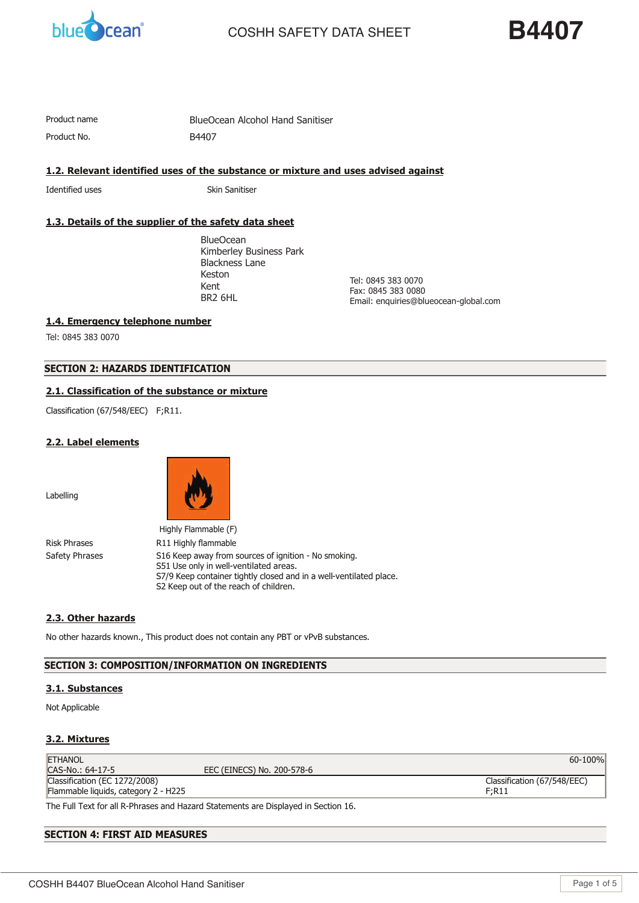# COSHH SAFETY DATA SHEET

**B4407**

| | |
|---|---|
| Product name | BlueOcean Alcohol Hand Sanitiser |
| Product No. | B4407 |

## 1.2. Relevant identified uses of the substance or mixture and uses advised against

Identified uses: Skin Sanitiser

## 1.3. Details of the supplier of the safety data sheet

BlueOcean
Kimberley Business Park
Blackness Lane
Keston
Kent
BR2 6HL

Tel: 0845 383 0070
Fax: 0845 383 0080
Email: enquiries@blueocean-global.com

## 1.4. Emergency telephone number

Tel: 0845 383 0070

## SECTION 2: HAZARDS IDENTIFICATION

### 2.1. Classification of the substance or mixture

Classification (67/548/EEC) F;R11.

### 2.2. Label elements

Labelling

Highly Flammable (F)

Risk Phrases: R11 Highly flammable

Safety Phrases:
S16 Keep away from sources of ignition - No smoking.
S51 Use only in well-ventilated areas.
S7/9 Keep container tightly closed and in a well-ventilated place.
S2 Keep out of the reach of children.

### 2.3. Other hazards

No other hazards known., This product does not contain any PBT or vPvB substances.

## SECTION 3: COMPOSITION/INFORMATION ON INGREDIENTS

### 3.1. Substances

Not Applicable

### 3.2. Mixtures

| ETHANOL | | 60-100% |
|---|---|---|
| CAS-No.: 64-17-5 | EEC (EINECS) No. 200-578-6 | |
| Classification (EC 1272/2008) Flammable liquids, category 2 - H225 | | Classification (67/548/EEC) F;R11 |

The Full Text for all R-Phrases and Hazard Statements are Displayed in Section 16.

## SECTION 4: FIRST AID MEASURES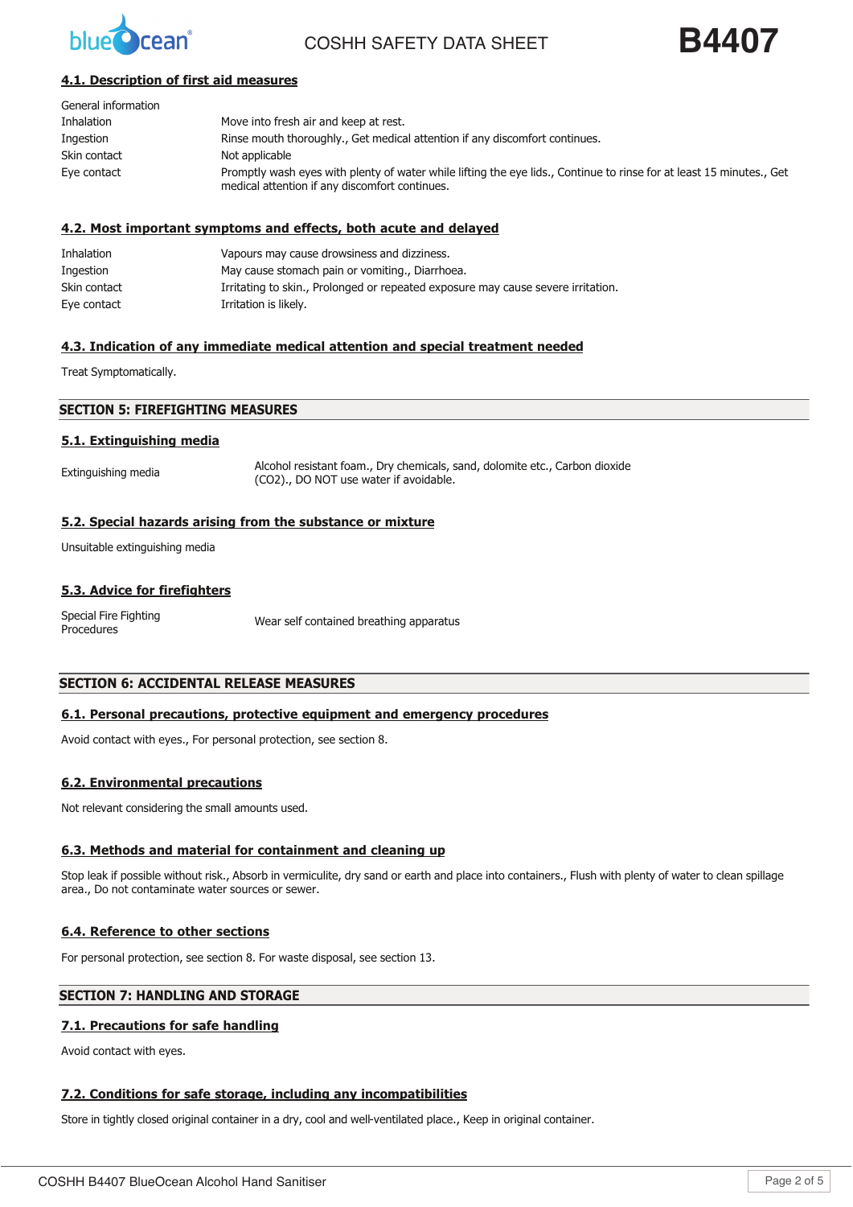### 4.1. Description of first aid measures

| | |
|---|---|
| General information | |
| Inhalation | Move into fresh air and keep at rest. |
| Ingestion | Rinse mouth thoroughly., Get medical attention if any discomfort continues. |
| Skin contact | Not applicable |
| Eye contact | Promptly wash eyes with plenty of water while lifting the eye lids., Continue to rinse for at least 15 minutes., Get medical attention if any discomfort continues. |

### 4.2. Most important symptoms and effects, both acute and delayed

| | |
|---|---|
| Inhalation | Vapours may cause drowsiness and dizziness. |
| Ingestion | May cause stomach pain or vomiting., Diarrhoea. |
| Skin contact | Irritating to skin., Prolonged or repeated exposure may cause severe irritation. |
| Eye contact | Irritation is likely. |

### 4.3. Indication of any immediate medical attention and special treatment needed

Treat Symptomatically.

## SECTION 5: FIREFIGHTING MEASURES

### 5.1. Extinguishing media

| | |
|---|---|
| Extinguishing media | Alcohol resistant foam., Dry chemicals, sand, dolomite etc., Carbon dioxide ($CO_2$)., DO NOT use water if avoidable. |

### 5.2. Special hazards arising from the substance or mixture

Unsuitable extinguishing media

### 5.3. Advice for firefighters

| | |
|---|---|
| Special Fire Fighting Procedures | Wear self contained breathing apparatus |

## SECTION 6: ACCIDENTAL RELEASE MEASURES

### 6.1. Personal precautions, protective equipment and emergency procedures

Avoid contact with eyes., For personal protection, see section 8.

### 6.2. Environmental precautions

Not relevant considering the small amounts used.

### 6.3. Methods and material for containment and cleaning up

Stop leak if possible without risk., Absorb in vermiculite, dry sand or earth and place into containers., Flush with plenty of water to clean spillage area., Do not contaminate water sources or sewer.

### 6.4. Reference to other sections

For personal protection, see section 8. For waste disposal, see section 13.

## SECTION 7: HANDLING AND STORAGE

### 7.1. Precautions for safe handling

Avoid contact with eyes.

### 7.2. Conditions for safe storage, including any incompatibilities

Store in tightly closed original container in a dry, cool and well-ventilated place., Keep in original container.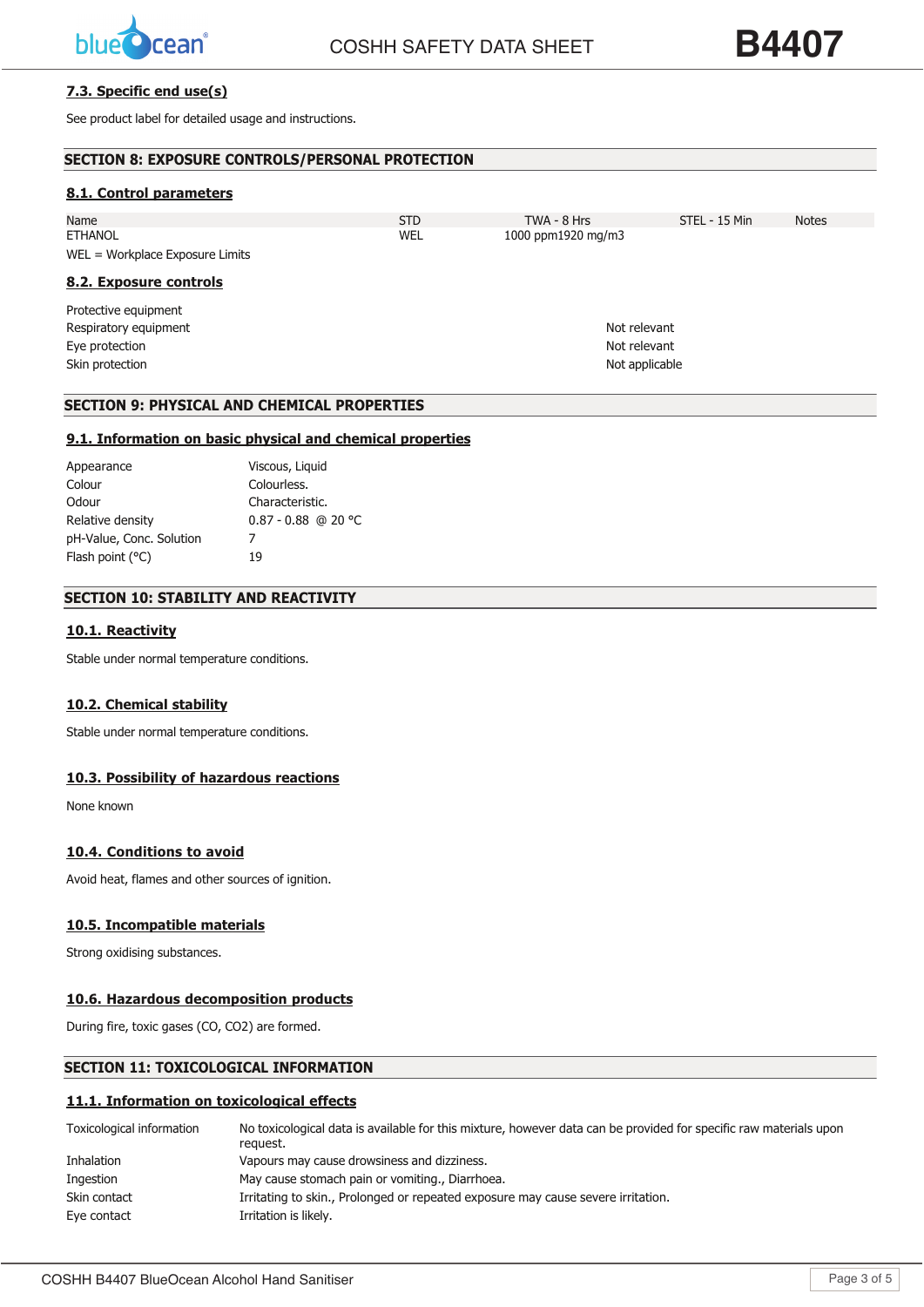### 7.3. Specific end use(s)

See product label for detailed usage and instructions.

## SECTION 8: EXPOSURE CONTROLS/PERSONAL PROTECTION

### 8.1. Control parameters

| Name | STD | TWA - 8 Hrs | STEL - 15 Min | Notes |
|---|---|---|---|---|
| ETHANOL | WEL | 1000 ppm1920 mg/m3 | | |

WEL = Workplace Exposure Limits

### 8.2. Exposure controls

| | |
|---|---|
| Protective equipment | |
| Respiratory equipment | Not relevant |
| Eye protection | Not relevant |
| Skin protection | Not applicable |

## SECTION 9: PHYSICAL AND CHEMICAL PROPERTIES

### 9.1. Information on basic physical and chemical properties

| | |
|---|---|
| Appearance | Viscous, Liquid |
| Colour | Colourless. |
| Odour | Characteristic. |
| Relative density | 0.87 - 0.88 @ 20 °C |
| pH-Value, Conc. Solution | 7 |
| Flash point (°C) | 19 |

## SECTION 10: STABILITY AND REACTIVITY

### 10.1. Reactivity

Stable under normal temperature conditions.

### 10.2. Chemical stability

Stable under normal temperature conditions.

### 10.3. Possibility of hazardous reactions

None known

### 10.4. Conditions to avoid

Avoid heat, flames and other sources of ignition.

### 10.5. Incompatible materials

Strong oxidising substances.

### 10.6. Hazardous decomposition products

During fire, toxic gases (CO, $CO_2$) are formed.

## SECTION 11: TOXICOLOGICAL INFORMATION

### 11.1. Information on toxicological effects

| | |
|---|---|
| Toxicological information | No toxicological data is available for this mixture, however data can be provided for specific raw materials upon request. |
| Inhalation | Vapours may cause drowsiness and dizziness. |
| Ingestion | May cause stomach pain or vomiting., Diarrhoea. |
| Skin contact | Irritating to skin., Prolonged or repeated exposure may cause severe irritation. |
| Eye contact | Irritation is likely. |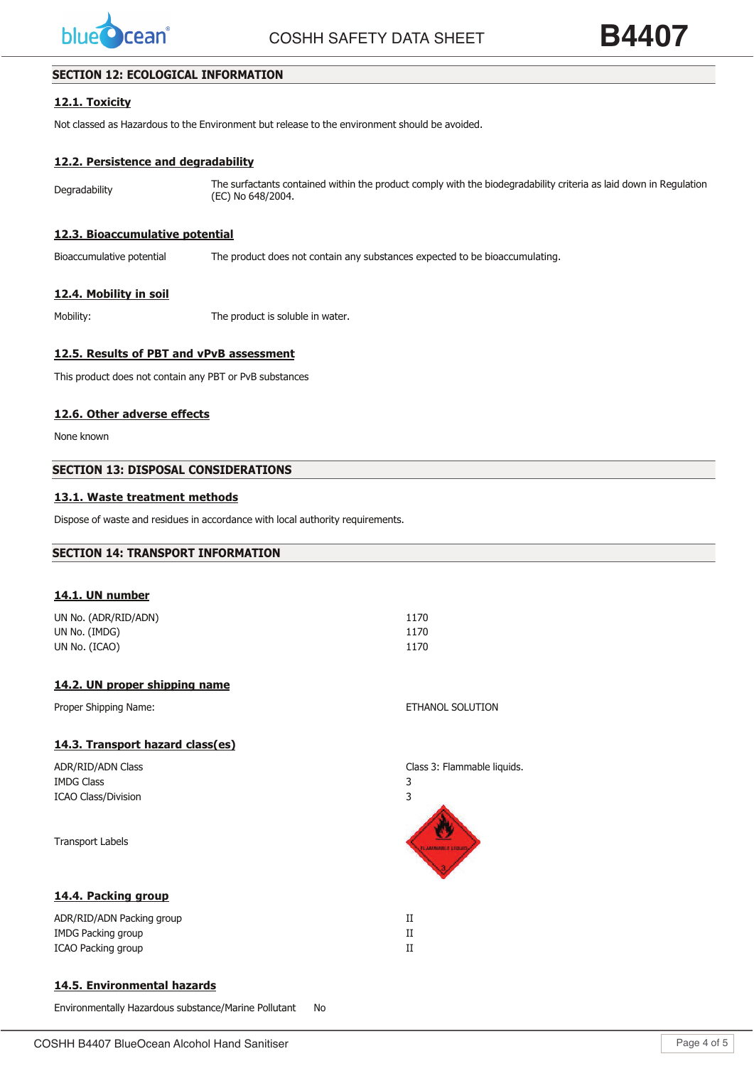## SECTION 12: ECOLOGICAL INFORMATION

### 12.1. Toxicity

Not classed as Hazardous to the Environment but release to the environment should be avoided.

### 12.2. Persistence and degradability

| | |
|---|---|
| Degradability | The surfactants contained within the product comply with the biodegradability criteria as laid down in Regulation (EC) No 648/2004. |

### 12.3. Bioaccumulative potential

| | |
|---|---|
| Bioaccumulative potential | The product does not contain any substances expected to be bioaccumulating. |

### 12.4. Mobility in soil

| | |
|---|---|
| Mobility: | The product is soluble in water. |

### 12.5. Results of PBT and vPvB assessment

This product does not contain any PBT or PvB substances

### 12.6. Other adverse effects

None known

## SECTION 13: DISPOSAL CONSIDERATIONS

### 13.1. Waste treatment methods

Dispose of waste and residues in accordance with local authority requirements.

## SECTION 14: TRANSPORT INFORMATION

### 14.1. UN number

| | |
|---|---|
| UN No. (ADR/RID/ADN) | 1170 |
| UN No. (IMDG) | 1170 |
| UN No. (ICAO) | 1170 |

### 14.2. UN proper shipping name

| | |
|---|---|
| Proper Shipping Name: | ETHANOL SOLUTION |

### 14.3. Transport hazard class(es)

| | |
|---|---|
| ADR/RID/ADN Class | Class 3: Flammable liquids. |
| IMDG Class | 3 |
| ICAO Class/Division | 3 |

Transport Labels

### 14.4. Packing group

| | |
|---|---|
| ADR/RID/ADN Packing group | II |
| IMDG Packing group | II |
| ICAO Packing group | II |

### 14.5. Environmental hazards

Environmentally Hazardous substance/Marine Pollutant No

COSHH B4407 BlueOcean Alcohol Hand Sanitiser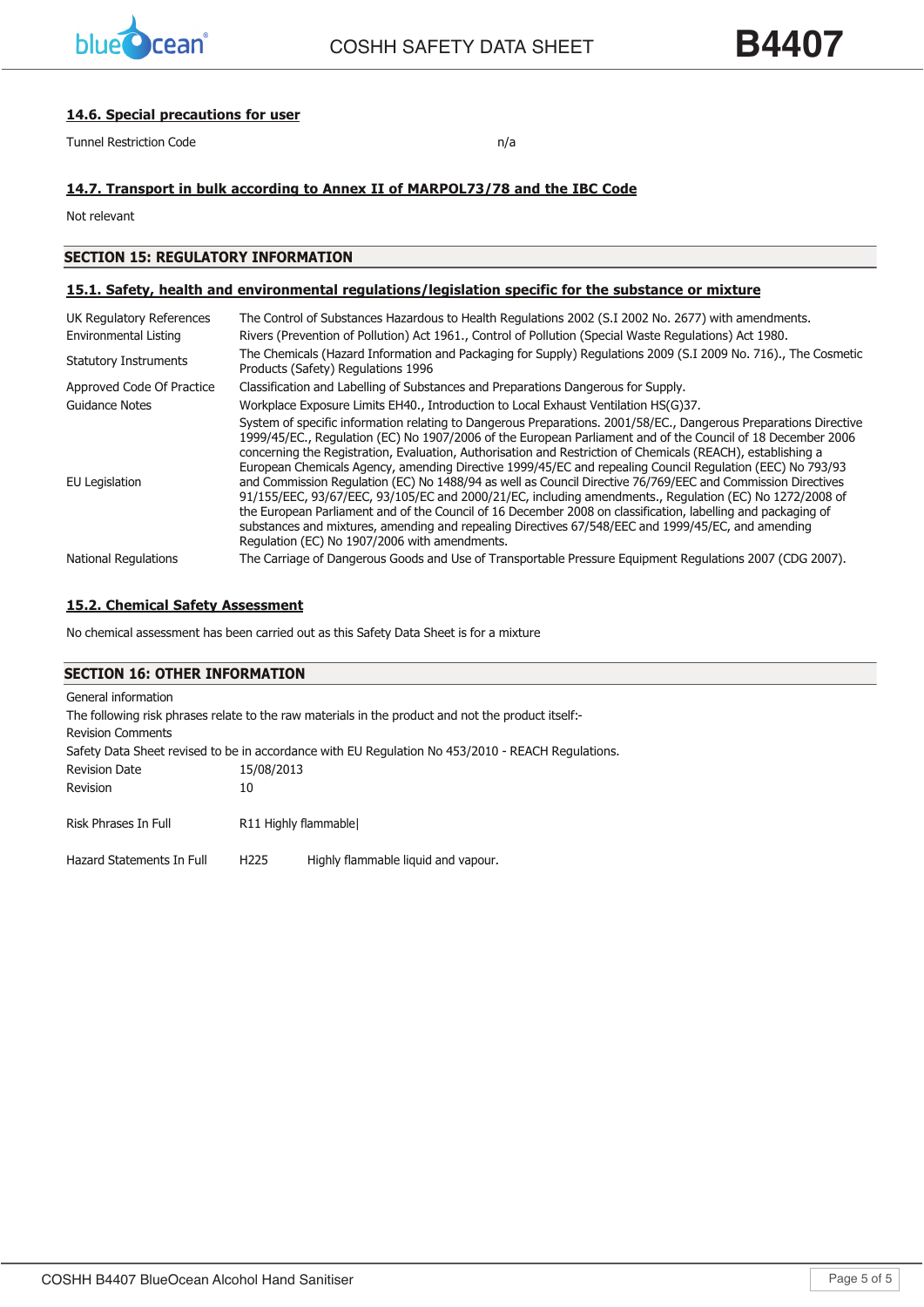### 14.6. Special precautions for user

| | |
|---|---|
| Tunnel Restriction Code | n/a |

### 14.7. Transport in bulk according to Annex II of MARPOL73/78 and the IBC Code

Not relevant

## SECTION 15: REGULATORY INFORMATION

### 15.1. Safety, health and environmental regulations/legislation specific for the substance or mixture

| | |
|---|---|
| UK Regulatory References | The Control of Substances Hazardous to Health Regulations 2002 (S.I 2002 No. 2677) with amendments. |
| Environmental Listing | Rivers (Prevention of Pollution) Act 1961., Control of Pollution (Special Waste Regulations) Act 1980. |
| Statutory Instruments | The Chemicals (Hazard Information and Packaging for Supply) Regulations 2009 (S.I 2009 No. 716)., The Cosmetic Products (Safety) Regulations 1996 |
| Approved Code Of Practice | Classification and Labelling of Substances and Preparations Dangerous for Supply. |
| Guidance Notes | Workplace Exposure Limits EH40., Introduction to Local Exhaust Ventilation HS(G)37. |
| EU Legislation | System of specific information relating to Dangerous Preparations. 2001/58/EC., Dangerous Preparations Directive 1999/45/EC., Regulation (EC) No 1907/2006 of the European Parliament and of the Council of 18 December 2006 concerning the Registration, Evaluation, Authorisation and Restriction of Chemicals (REACH), establishing a European Chemicals Agency, amending Directive 1999/45/EC and repealing Council Regulation (EEC) No 793/93 and Commission Regulation (EC) No 1488/94 as well as Council Directive 76/769/EEC and Commission Directives 91/155/EEC, 93/67/EEC, 93/105/EC and 2000/21/EC, including amendments., Regulation (EC) No 1272/2008 of the European Parliament and of the Council of 16 December 2008 on classification, labelling and packaging of substances and mixtures, amending and repealing Directives 67/548/EEC and 1999/45/EC, and amending Regulation (EC) No 1907/2006 with amendments. |
| National Regulations | The Carriage of Dangerous Goods and Use of Transportable Pressure Equipment Regulations 2007 (CDG 2007). |

### 15.2. Chemical Safety Assessment

No chemical assessment has been carried out as this Safety Data Sheet is for a mixture

## SECTION 16: OTHER INFORMATION

General information

The following risk phrases relate to the raw materials in the product and not the product itself:-

Revision Comments

Safety Data Sheet revised to be in accordance with EU Regulation No 453/2010 - REACH Regulations.

| | |
|---|---|
| Revision Date | 15/08/2013 |
| Revision | 10 |

| | | |
|---|---|---|
| Risk Phrases In Full | R11 Highly flammable\| | |
| Hazard Statements In Full | H225 | Highly flammable liquid and vapour. |